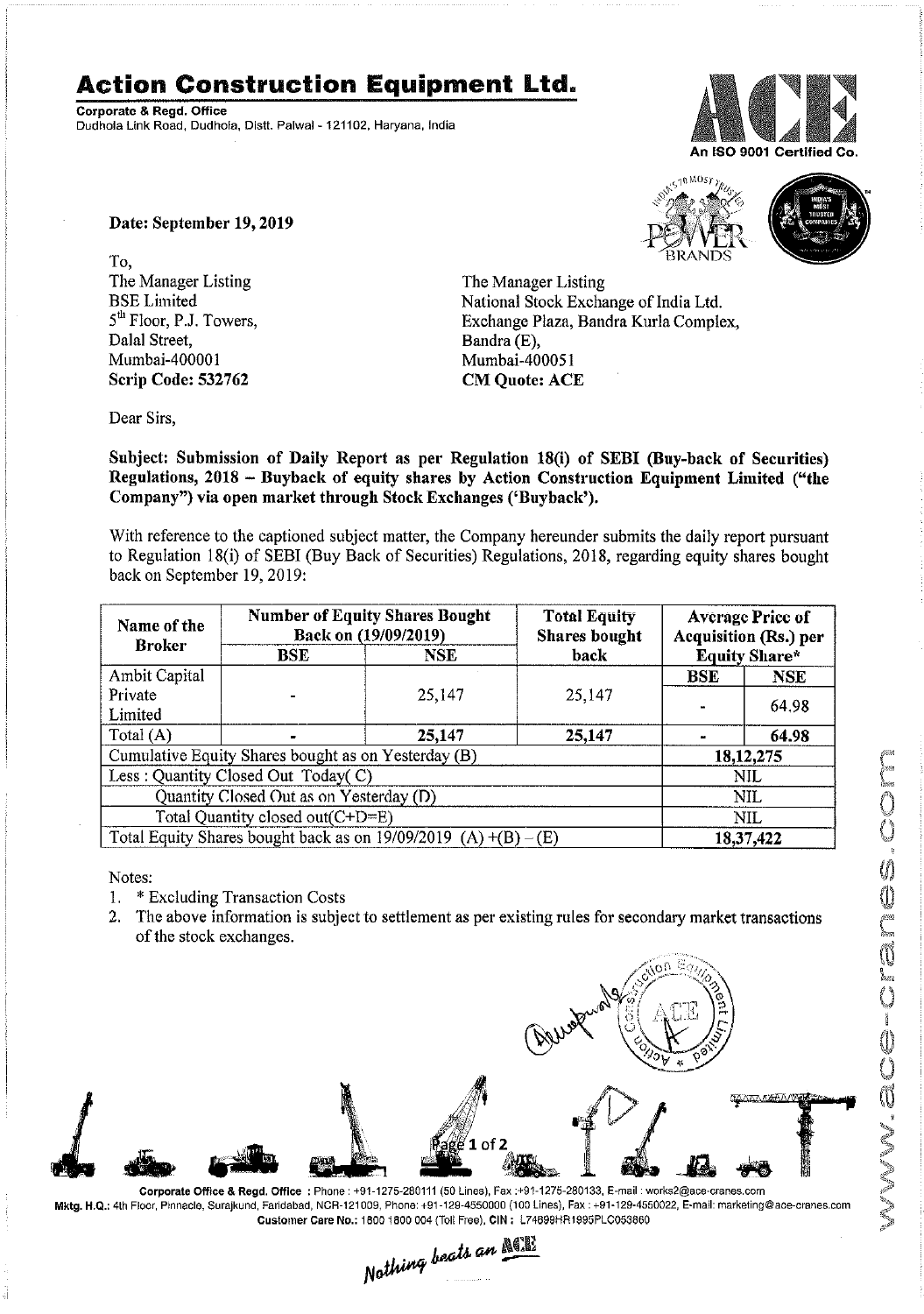# Action Construction Equipment Ltd.

**Corporate & Regd. Office**
Dudhola Link Road, Dudhola, Distt. Palwal - 121102, Haryana, India

An ISO 9001 Certified Co.

**Date: September 19, 2019**

To,
The Manager Listing
BSE Limited
5th Floor, P.J. Towers,
Dalal Street,
Mumbai-400001
**Scrip Code: 532762**

The Manager Listing
National Stock Exchange of India Ltd.
Exchange Plaza, Bandra Kurla Complex,
Bandra (E),
Mumbai-400051
**CM Quote: ACE**

Dear Sirs,

**Subject: Submission of Daily Report as per Regulation 18(i) of SEBI (Buy-back of Securities) Regulations, 2018 – Buyback of equity shares by Action Construction Equipment Limited ("the Company") via open market through Stock Exchanges ('Buyback').**

With reference to the captioned subject matter, the Company hereunder submits the daily report pursuant to Regulation 18(i) of SEBI (Buy Back of Securities) Regulations, 2018, regarding equity shares bought back on September 19, 2019:

| Name of the Broker | Number of Equity Shares Bought Back on (19/09/2019) | | Total Equity Shares bought back | Average Price of Acquisition (Rs.) per Equity Share* | |
|---|---|---|---|---|---|
| | BSE | NSE | | BSE | NSE |
| Ambit Capital Private Limited | - | 25,147 | 25,147 | - | 64.98 |
| **Total (A)** | **-** | **25,147** | **25,147** | **-** | **64.98** |
| Cumulative Equity Shares bought as on Yesterday (B) | | | | **18,12,275** | |
| Less : Quantity Closed Out Today( C) | | | | NIL | |
| Quantity Closed Out as on Yesterday (D) | | | | NIL | |
| Total Quantity closed out(C+D=E) | | | | NIL | |
| Total Equity Shares bought back as on 19/09/2019 (A) +(B) – (E) | | | | **18,37,422** | |

Notes:
1. * Excluding Transaction Costs
2. The above information is subject to settlement as per existing rules for secondary market transactions of the stock exchanges.

Corporate Office & Regd. Office : Phone : +91-1275-280111 (50 Lines), Fax :+91-1275-280133, E-mail : works2@ace-cranes.com
Mktg. H.Q.: 4th Floor, Pinnacle, Surajkund, Faridabad, NCR-121009, Phone: +91-129-4550000 (100 Lines), Fax : +91-129-4550022, E-mail: marketing@ace-cranes.com
Customer Care No.: 1800 1800 004 (Toll Free), CIN : L74899HR1995PLC053860

*Nothing beats an ACE*

www.ace-cranes.com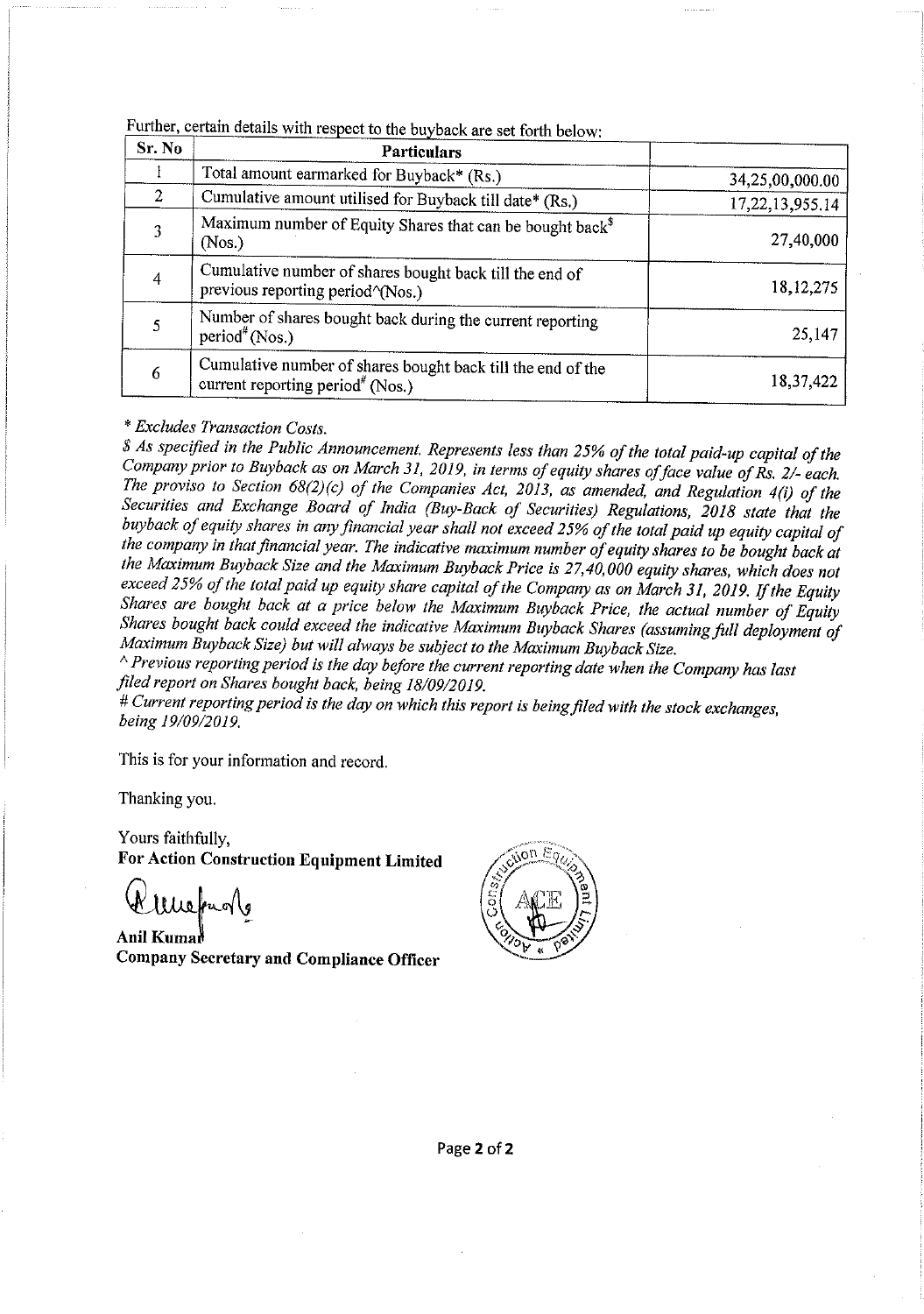Further, certain details with respect to the buyback are set forth below:

| Sr. No | Particulars | |
|---|---|---|
| 1 | Total amount earmarked for Buyback* (Rs.) | 34,25,00,000.00 |
| 2 | Cumulative amount utilised for Buyback till date* (Rs.) | 17,22,13,955.14 |
| 3 | Maximum number of Equity Shares that can be bought back$ (Nos.) | 27,40,000 |
| 4 | Cumulative number of shares bought back till the end of previous reporting period^(Nos.) | 18,12,275 |
| 5 | Number of shares bought back during the current reporting period# (Nos.) | 25,147 |
| 6 | Cumulative number of shares bought back till the end of the current reporting period# (Nos.) | 18,37,422 |

*\* Excludes Transaction Costs.*

*$ As specified in the Public Announcement. Represents less than 25% of the total paid-up capital of the Company prior to Buyback as on March 31, 2019, in terms of equity shares of face value of Rs. 2/- each. The proviso to Section 68(2)(c) of the Companies Act, 2013, as amended, and Regulation 4(i) of the Securities and Exchange Board of India (Buy-Back of Securities) Regulations, 2018 state that the buyback of equity shares in any financial year shall not exceed 25% of the total paid up equity capital of the company in that financial year. The indicative maximum number of equity shares to be bought back at the Maximum Buyback Size and the Maximum Buyback Price is 27,40,000 equity shares, which does not exceed 25% of the total paid up equity share capital of the Company as on March 31, 2019. If the Equity Shares are bought back at a price below the Maximum Buyback Price, the actual number of Equity Shares bought back could exceed the indicative Maximum Buyback Shares (assuming full deployment of Maximum Buyback Size) but will always be subject to the Maximum Buyback Size.*

*^ Previous reporting period is the day before the current reporting date when the Company has last filed report on Shares bought back, being 18/09/2019.*

*# Current reporting period is the day on which this report is being filed with the stock exchanges, being 19/09/2019.*

This is for your information and record.

Thanking you.

Yours faithfully,

**For Action Construction Equipment Limited**

**Anil Kumar**

**Company Secretary and Compliance Officer**